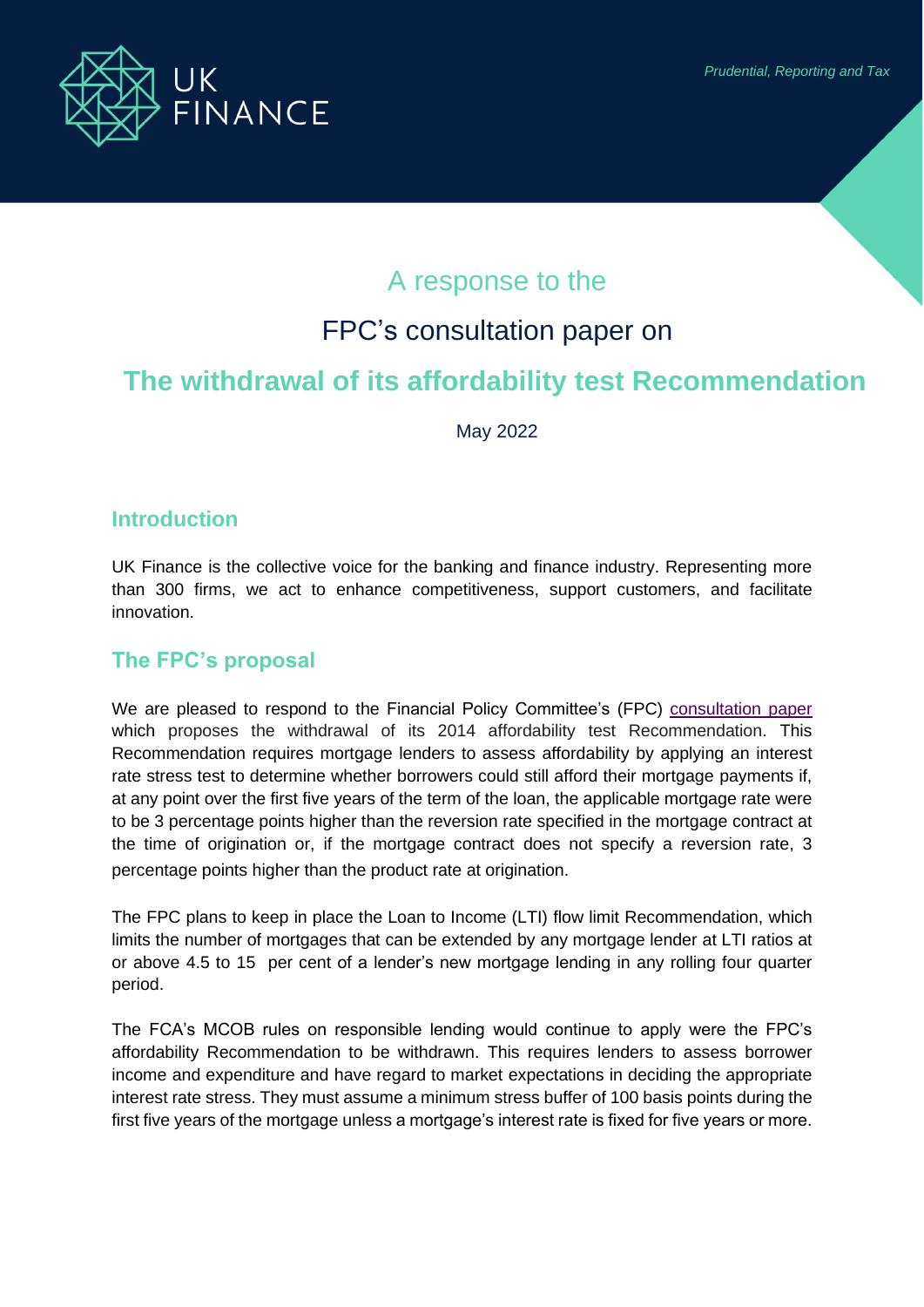*Prudential, Reporting and Tax*

A response to the

FPC's consultation paper on

# The withdrawal of its affordability test Recommendation

May 2022

## Introduction

UK Finance is the collective voice for the banking and finance industry. Representing more than 300 firms, we act to enhance competitiveness, support customers, and facilitate innovation.

## The FPC's proposal

We are pleased to respond to the Financial Policy Committee's (FPC) consultation paper which proposes the withdrawal of its 2014 affordability test Recommendation. This Recommendation requires mortgage lenders to assess affordability by applying an interest rate stress test to determine whether borrowers could still afford their mortgage payments if, at any point over the first five years of the term of the loan, the applicable mortgage rate were to be 3 percentage points higher than the reversion rate specified in the mortgage contract at the time of origination or, if the mortgage contract does not specify a reversion rate, 3 percentage points higher than the product rate at origination.

The FPC plans to keep in place the Loan to Income (LTI) flow limit Recommendation, which limits the number of mortgages that can be extended by any mortgage lender at LTI ratios at or above 4.5 to 15 per cent of a lender's new mortgage lending in any rolling four quarter period.

The FCA's MCOB rules on responsible lending would continue to apply were the FPC's affordability Recommendation to be withdrawn. This requires lenders to assess borrower income and expenditure and have regard to market expectations in deciding the appropriate interest rate stress. They must assume a minimum stress buffer of 100 basis points during the first five years of the mortgage unless a mortgage's interest rate is fixed for five years or more.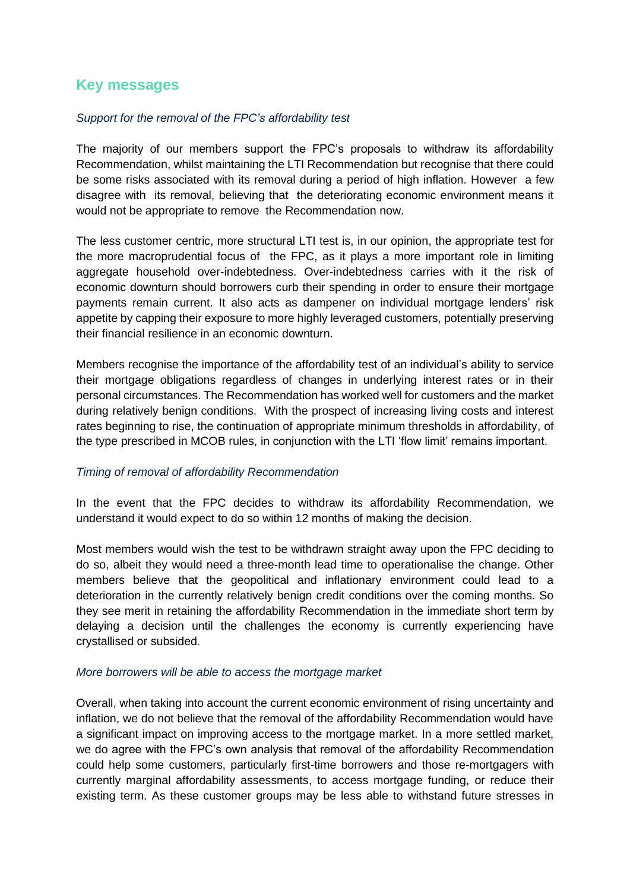## Key messages

*Support for the removal of the FPC's affordability test*

The majority of our members support the FPC's proposals to withdraw its affordability Recommendation, whilst maintaining the LTI Recommendation but recognise that there could be some risks associated with its removal during a period of high inflation. However a few disagree with its removal, believing that the deteriorating economic environment means it would not be appropriate to remove the Recommendation now.

The less customer centric, more structural LTI test is, in our opinion, the appropriate test for the more macroprudential focus of the FPC, as it plays a more important role in limiting aggregate household over-indebtedness. Over-indebtedness carries with it the risk of economic downturn should borrowers curb their spending in order to ensure their mortgage payments remain current. It also acts as dampener on individual mortgage lenders' risk appetite by capping their exposure to more highly leveraged customers, potentially preserving their financial resilience in an economic downturn.

Members recognise the importance of the affordability test of an individual's ability to service their mortgage obligations regardless of changes in underlying interest rates or in their personal circumstances. The Recommendation has worked well for customers and the market during relatively benign conditions. With the prospect of increasing living costs and interest rates beginning to rise, the continuation of appropriate minimum thresholds in affordability, of the type prescribed in MCOB rules, in conjunction with the LTI 'flow limit' remains important.

*Timing of removal of affordability Recommendation*

In the event that the FPC decides to withdraw its affordability Recommendation, we understand it would expect to do so within 12 months of making the decision.

Most members would wish the test to be withdrawn straight away upon the FPC deciding to do so, albeit they would need a three-month lead time to operationalise the change. Other members believe that the geopolitical and inflationary environment could lead to a deterioration in the currently relatively benign credit conditions over the coming months. So they see merit in retaining the affordability Recommendation in the immediate short term by delaying a decision until the challenges the economy is currently experiencing have crystallised or subsided.

*More borrowers will be able to access the mortgage market*

Overall, when taking into account the current economic environment of rising uncertainty and inflation, we do not believe that the removal of the affordability Recommendation would have a significant impact on improving access to the mortgage market. In a more settled market, we do agree with the FPC's own analysis that removal of the affordability Recommendation could help some customers, particularly first-time borrowers and those re-mortgagers with currently marginal affordability assessments, to access mortgage funding, or reduce their existing term. As these customer groups may be less able to withstand future stresses in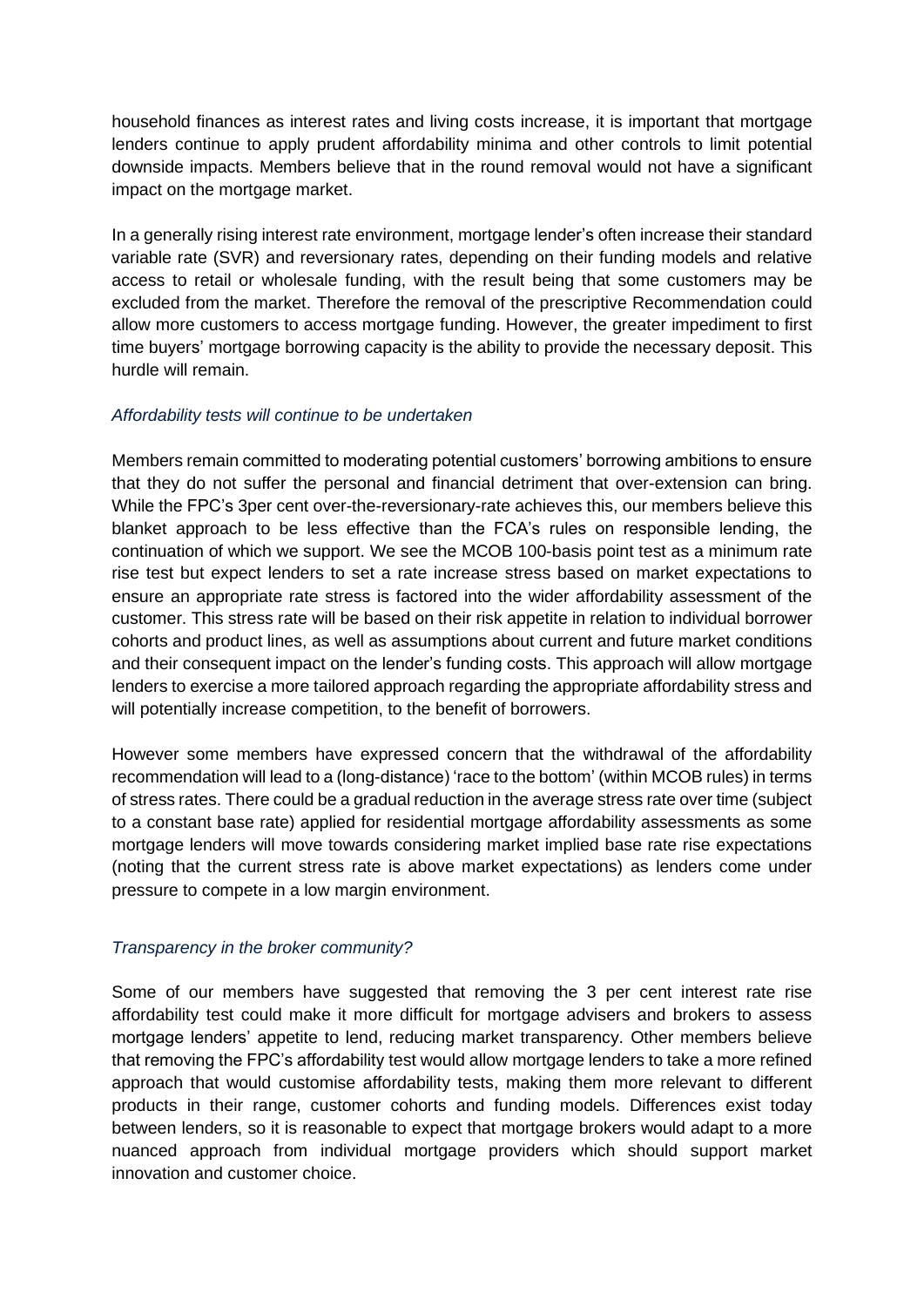household finances as interest rates and living costs increase, it is important that mortgage lenders continue to apply prudent affordability minima and other controls to limit potential downside impacts. Members believe that in the round removal would not have a significant impact on the mortgage market.

In a generally rising interest rate environment, mortgage lender's often increase their standard variable rate (SVR) and reversionary rates, depending on their funding models and relative access to retail or wholesale funding, with the result being that some customers may be excluded from the market. Therefore the removal of the prescriptive Recommendation could allow more customers to access mortgage funding. However, the greater impediment to first time buyers' mortgage borrowing capacity is the ability to provide the necessary deposit. This hurdle will remain.

*Affordability tests will continue to be undertaken*

Members remain committed to moderating potential customers' borrowing ambitions to ensure that they do not suffer the personal and financial detriment that over-extension can bring. While the FPC's 3per cent over-the-reversionary-rate achieves this, our members believe this blanket approach to be less effective than the FCA's rules on responsible lending, the continuation of which we support. We see the MCOB 100-basis point test as a minimum rate rise test but expect lenders to set a rate increase stress based on market expectations to ensure an appropriate rate stress is factored into the wider affordability assessment of the customer. This stress rate will be based on their risk appetite in relation to individual borrower cohorts and product lines, as well as assumptions about current and future market conditions and their consequent impact on the lender's funding costs. This approach will allow mortgage lenders to exercise a more tailored approach regarding the appropriate affordability stress and will potentially increase competition, to the benefit of borrowers.

However some members have expressed concern that the withdrawal of the affordability recommendation will lead to a (long-distance) 'race to the bottom' (within MCOB rules) in terms of stress rates. There could be a gradual reduction in the average stress rate over time (subject to a constant base rate) applied for residential mortgage affordability assessments as some mortgage lenders will move towards considering market implied base rate rise expectations (noting that the current stress rate is above market expectations) as lenders come under pressure to compete in a low margin environment.

*Transparency in the broker community?*

Some of our members have suggested that removing the 3 per cent interest rate rise affordability test could make it more difficult for mortgage advisers and brokers to assess mortgage lenders' appetite to lend, reducing market transparency. Other members believe that removing the FPC's affordability test would allow mortgage lenders to take a more refined approach that would customise affordability tests, making them more relevant to different products in their range, customer cohorts and funding models. Differences exist today between lenders, so it is reasonable to expect that mortgage brokers would adapt to a more nuanced approach from individual mortgage providers which should support market innovation and customer choice.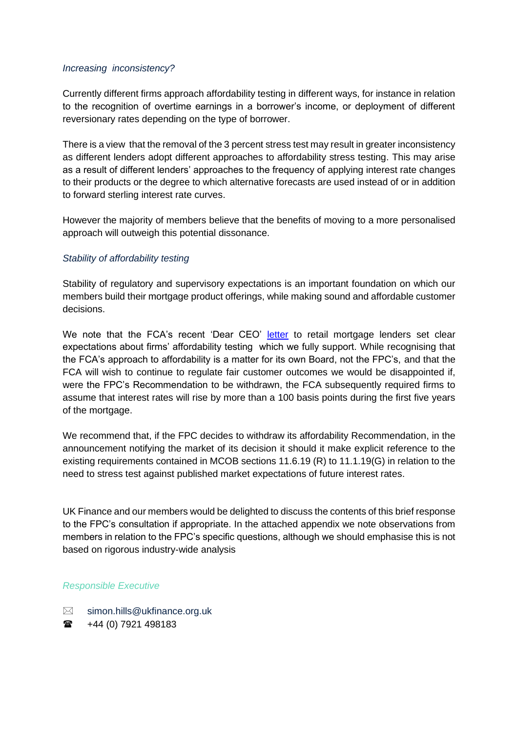*Increasing inconsistency?*

Currently different firms approach affordability testing in different ways, for instance in relation to the recognition of overtime earnings in a borrower's income, or deployment of different reversionary rates depending on the type of borrower.

There is a view that the removal of the 3 percent stress test may result in greater inconsistency as different lenders adopt different approaches to affordability stress testing. This may arise as a result of different lenders' approaches to the frequency of applying interest rate changes to their products or the degree to which alternative forecasts are used instead of or in addition to forward sterling interest rate curves.

However the majority of members believe that the benefits of moving to a more personalised approach will outweigh this potential dissonance.

*Stability of affordability testing*

Stability of regulatory and supervisory expectations is an important foundation on which our members build their mortgage product offerings, while making sound and affordable customer decisions.

We note that the FCA's recent 'Dear CEO' [letter](letter) to retail mortgage lenders set clear expectations about firms' affordability testing which we fully support. While recognising that the FCA's approach to affordability is a matter for its own Board, not the FPC's, and that the FCA will wish to continue to regulate fair customer outcomes we would be disappointed if, were the FPC's Recommendation to be withdrawn, the FCA subsequently required firms to assume that interest rates will rise by more than a 100 basis points during the first five years of the mortgage.

We recommend that, if the FPC decides to withdraw its affordability Recommendation, in the announcement notifying the market of its decision it should it make explicit reference to the existing requirements contained in MCOB sections 11.6.19 (R) to 11.1.19(G) in relation to the need to stress test against published market expectations of future interest rates.

UK Finance and our members would be delighted to discuss the contents of this brief response to the FPC's consultation if appropriate. In the attached appendix we note observations from members in relation to the FPC's specific questions, although we should emphasise this is not based on rigorous industry-wide analysis

*Responsible Executive*

✉ simon.hills@ukfinance.org.uk

☎ +44 (0) 7921 498183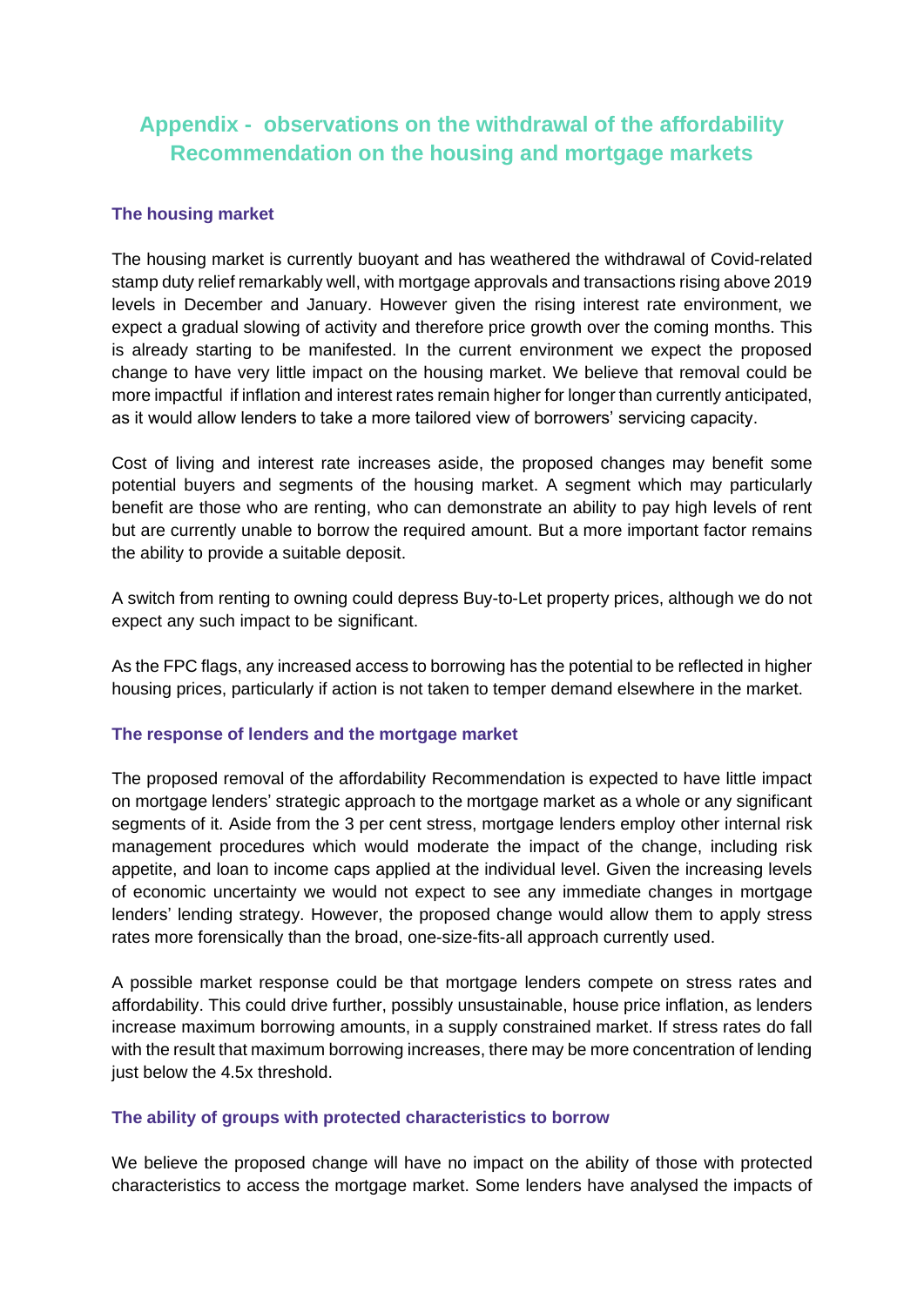## Appendix - observations on the withdrawal of the affordability Recommendation on the housing and mortgage markets

### The housing market

The housing market is currently buoyant and has weathered the withdrawal of Covid-related stamp duty relief remarkably well, with mortgage approvals and transactions rising above 2019 levels in December and January. However given the rising interest rate environment, we expect a gradual slowing of activity and therefore price growth over the coming months. This is already starting to be manifested. In the current environment we expect the proposed change to have very little impact on the housing market. We believe that removal could be more impactful if inflation and interest rates remain higher for longer than currently anticipated, as it would allow lenders to take a more tailored view of borrowers' servicing capacity.

Cost of living and interest rate increases aside, the proposed changes may benefit some potential buyers and segments of the housing market. A segment which may particularly benefit are those who are renting, who can demonstrate an ability to pay high levels of rent but are currently unable to borrow the required amount. But a more important factor remains the ability to provide a suitable deposit.

A switch from renting to owning could depress Buy-to-Let property prices, although we do not expect any such impact to be significant.

As the FPC flags, any increased access to borrowing has the potential to be reflected in higher housing prices, particularly if action is not taken to temper demand elsewhere in the market.

### The response of lenders and the mortgage market

The proposed removal of the affordability Recommendation is expected to have little impact on mortgage lenders' strategic approach to the mortgage market as a whole or any significant segments of it. Aside from the 3 per cent stress, mortgage lenders employ other internal risk management procedures which would moderate the impact of the change, including risk appetite, and loan to income caps applied at the individual level. Given the increasing levels of economic uncertainty we would not expect to see any immediate changes in mortgage lenders' lending strategy. However, the proposed change would allow them to apply stress rates more forensically than the broad, one-size-fits-all approach currently used.

A possible market response could be that mortgage lenders compete on stress rates and affordability. This could drive further, possibly unsustainable, house price inflation, as lenders increase maximum borrowing amounts, in a supply constrained market. If stress rates do fall with the result that maximum borrowing increases, there may be more concentration of lending just below the 4.5x threshold.

### The ability of groups with protected characteristics to borrow

We believe the proposed change will have no impact on the ability of those with protected characteristics to access the mortgage market. Some lenders have analysed the impacts of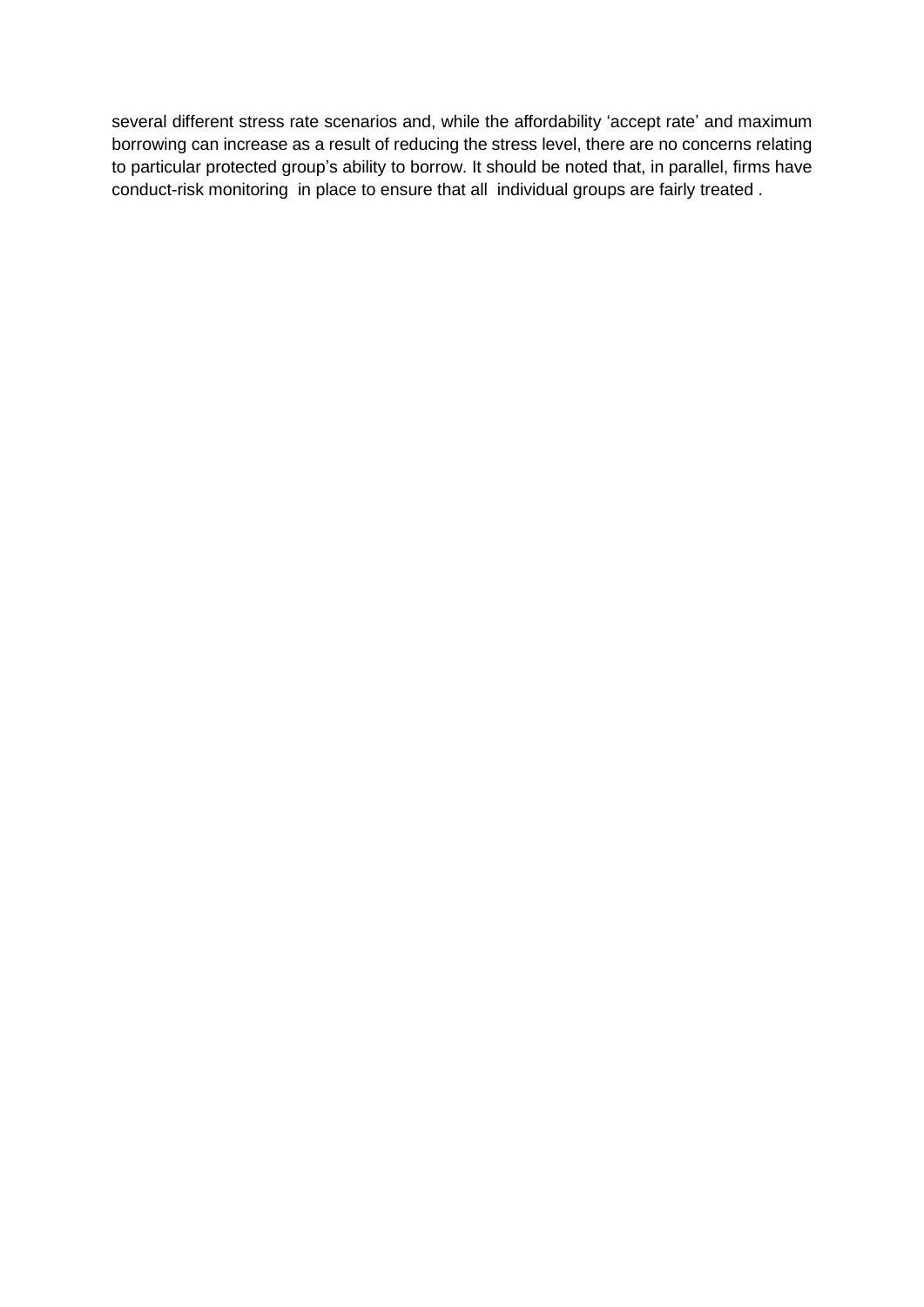several different stress rate scenarios and, while the affordability 'accept rate' and maximum borrowing can increase as a result of reducing the stress level, there are no concerns relating to particular protected group's ability to borrow. It should be noted that, in parallel, firms have conduct-risk monitoring in place to ensure that all individual groups are fairly treated .